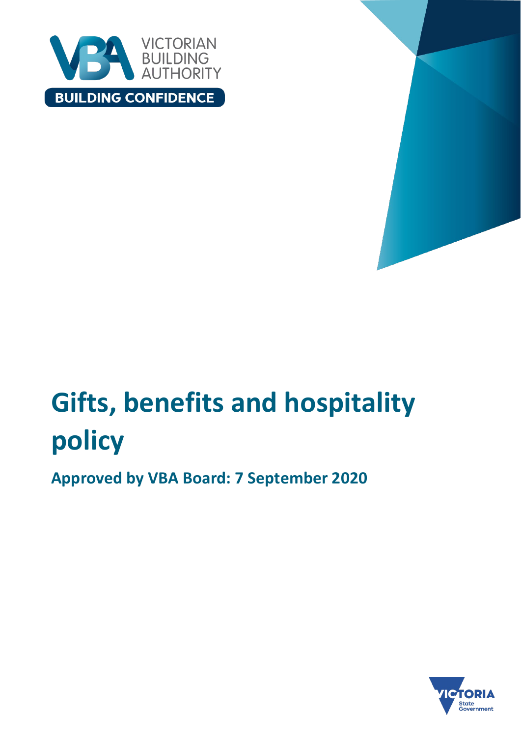# Gifts, benefits and hospitality policy

## Approved by VBA Board: 7 September 2020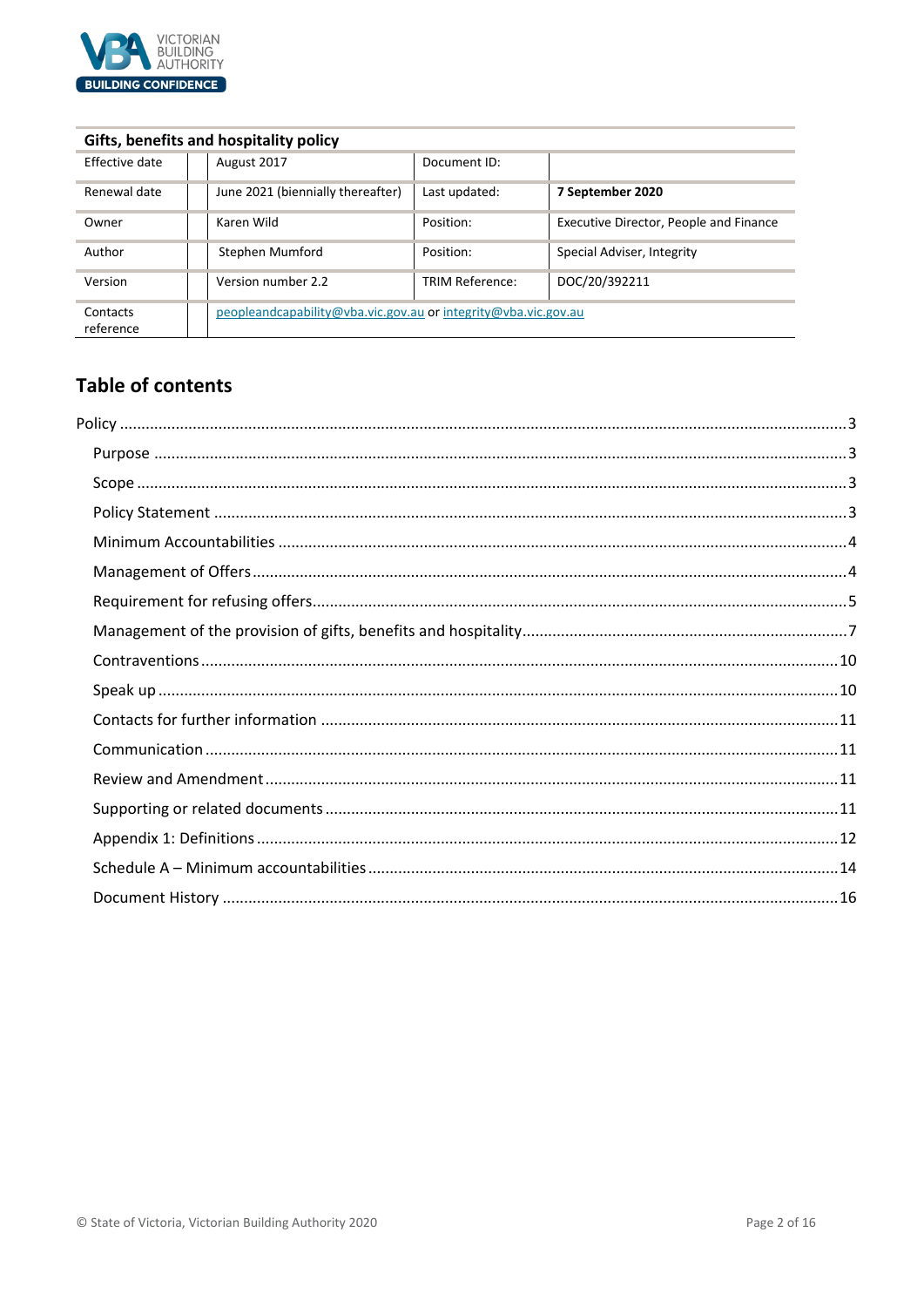| Gifts, benefits and hospitality policy | | | |
|---|---|---|---|
| Effective date | August 2017 | Document ID: | |
| Renewal date | June 2021 (biennially thereafter) | Last updated: | **7 September 2020** |
| Owner | Karen Wild | Position: | Executive Director, People and Finance |
| Author | Stephen Mumford | Position: | Special Adviser, Integrity |
| Version | Version number 2.2 | TRIM Reference: | DOC/20/392211 |
| Contacts reference | peopleandcapability@vba.vic.gov.au or integrity@vba.vic.gov.au | | |

## Table of contents

- Policy ........................................ 3
  - Purpose ........................................ 3
  - Scope ........................................ 3
  - Policy Statement ........................................ 3
  - Minimum Accountabilities ........................................ 4
  - Management of Offers ........................................ 4
  - Requirement for refusing offers ........................................ 5
  - Management of the provision of gifts, benefits and hospitality ........................................ 7
  - Contraventions ........................................ 10
  - Speak up ........................................ 10
  - Contacts for further information ........................................ 11
  - Communication ........................................ 11
  - Review and Amendment ........................................ 11
  - Supporting or related documents ........................................ 11
  - Appendix 1: Definitions ........................................ 12
  - Schedule A – Minimum accountabilities ........................................ 14
  - Document History ........................................ 16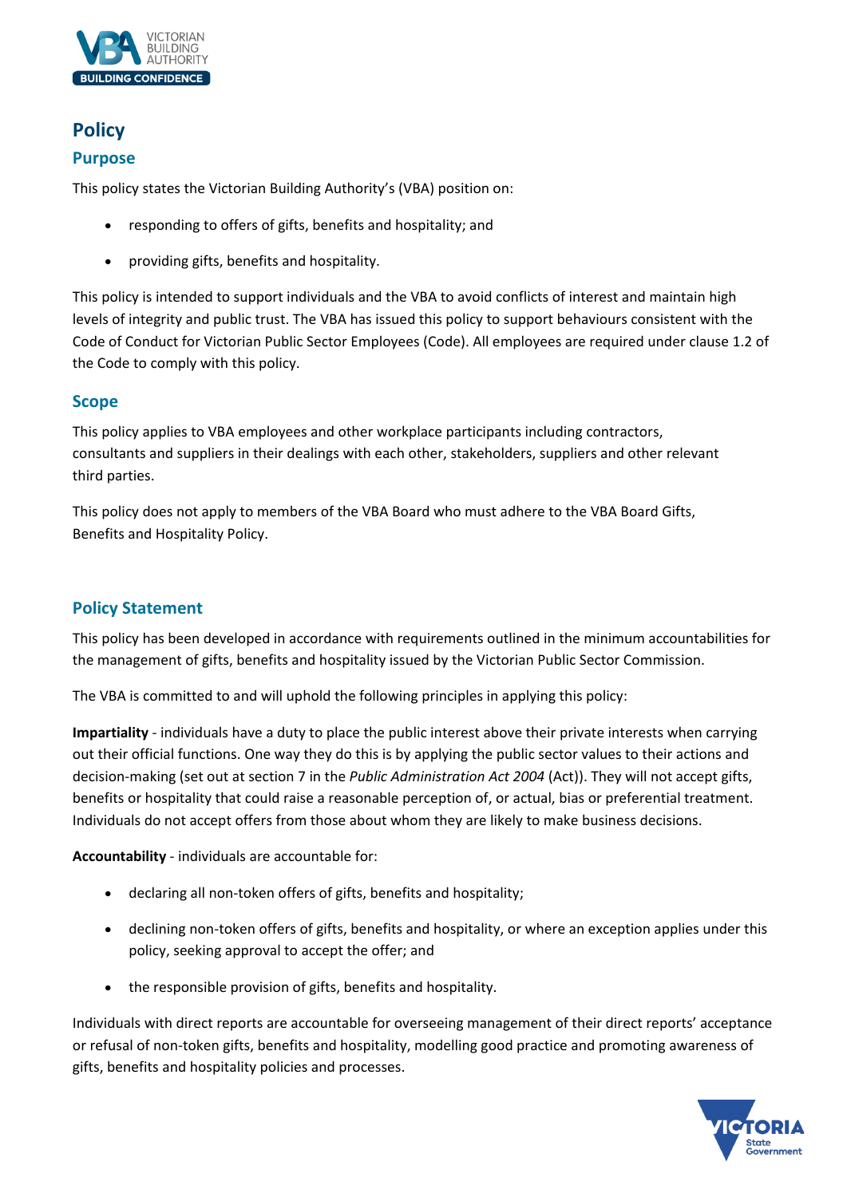# Policy

## Purpose

This policy states the Victorian Building Authority's (VBA) position on:

- responding to offers of gifts, benefits and hospitality; and
- providing gifts, benefits and hospitality.

This policy is intended to support individuals and the VBA to avoid conflicts of interest and maintain high levels of integrity and public trust. The VBA has issued this policy to support behaviours consistent with the Code of Conduct for Victorian Public Sector Employees (Code). All employees are required under clause 1.2 of the Code to comply with this policy.

## Scope

This policy applies to VBA employees and other workplace participants including contractors, consultants and suppliers in their dealings with each other, stakeholders, suppliers and other relevant third parties.

This policy does not apply to members of the VBA Board who must adhere to the VBA Board Gifts, Benefits and Hospitality Policy.

## Policy Statement

This policy has been developed in accordance with requirements outlined in the minimum accountabilities for the management of gifts, benefits and hospitality issued by the Victorian Public Sector Commission.

The VBA is committed to and will uphold the following principles in applying this policy:

**Impartiality** - individuals have a duty to place the public interest above their private interests when carrying out their official functions. One way they do this is by applying the public sector values to their actions and decision-making (set out at section 7 in the *Public Administration Act 2004* (Act)). They will not accept gifts, benefits or hospitality that could raise a reasonable perception of, or actual, bias or preferential treatment. Individuals do not accept offers from those about whom they are likely to make business decisions.

**Accountability** - individuals are accountable for:

- declaring all non-token offers of gifts, benefits and hospitality;
- declining non-token offers of gifts, benefits and hospitality, or where an exception applies under this policy, seeking approval to accept the offer; and
- the responsible provision of gifts, benefits and hospitality.

Individuals with direct reports are accountable for overseeing management of their direct reports' acceptance or refusal of non-token gifts, benefits and hospitality, modelling good practice and promoting awareness of gifts, benefits and hospitality policies and processes.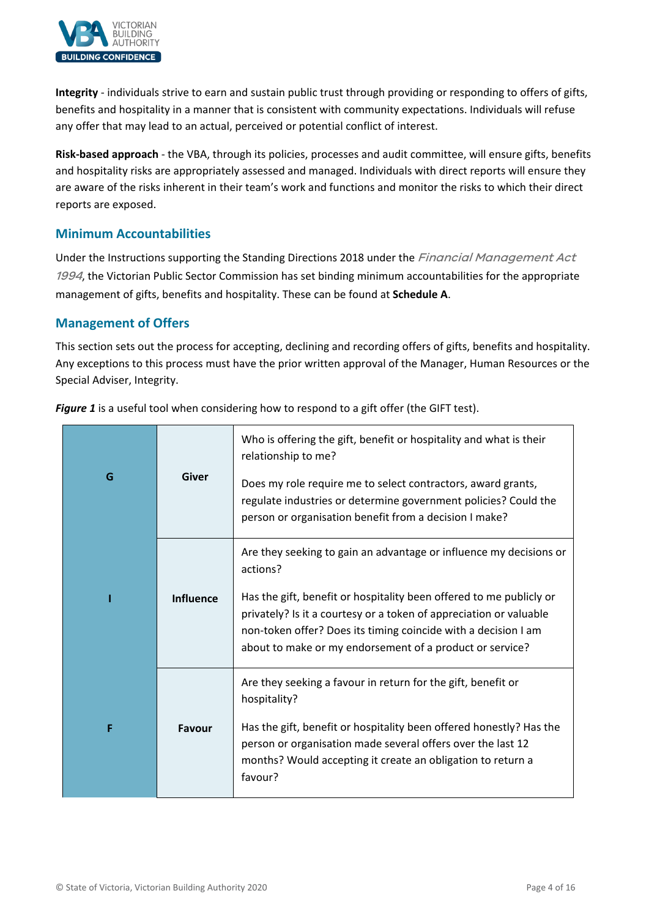**Integrity** - individuals strive to earn and sustain public trust through providing or responding to offers of gifts, benefits and hospitality in a manner that is consistent with community expectations. Individuals will refuse any offer that may lead to an actual, perceived or potential conflict of interest.

**Risk-based approach** - the VBA, through its policies, processes and audit committee, will ensure gifts, benefits and hospitality risks are appropriately assessed and managed. Individuals with direct reports will ensure they are aware of the risks inherent in their team's work and functions and monitor the risks to which their direct reports are exposed.

## Minimum Accountabilities

Under the Instructions supporting the Standing Directions 2018 under the *Financial Management Act 1994*, the Victorian Public Sector Commission has set binding minimum accountabilities for the appropriate management of gifts, benefits and hospitality. These can be found at **Schedule A**.

## Management of Offers

This section sets out the process for accepting, declining and recording offers of gifts, benefits and hospitality. Any exceptions to this process must have the prior written approval of the Manager, Human Resources or the Special Adviser, Integrity.

***Figure 1*** is a useful tool when considering how to respond to a gift offer (the GIFT test).

| | | |
|---|---|---|
| **G** | **Giver** | Who is offering the gift, benefit or hospitality and what is their relationship to me?<br><br>Does my role require me to select contractors, award grants, regulate industries or determine government policies? Could the person or organisation benefit from a decision I make? |
| **I** | **Influence** | Are they seeking to gain an advantage or influence my decisions or actions?<br><br>Has the gift, benefit or hospitality been offered to me publicly or privately? Is it a courtesy or a token of appreciation or valuable non-token offer? Does its timing coincide with a decision I am about to make or my endorsement of a product or service? |
| **F** | **Favour** | Are they seeking a favour in return for the gift, benefit or hospitality?<br><br>Has the gift, benefit or hospitality been offered honestly? Has the person or organisation made several offers over the last 12 months? Would accepting it create an obligation to return a favour? |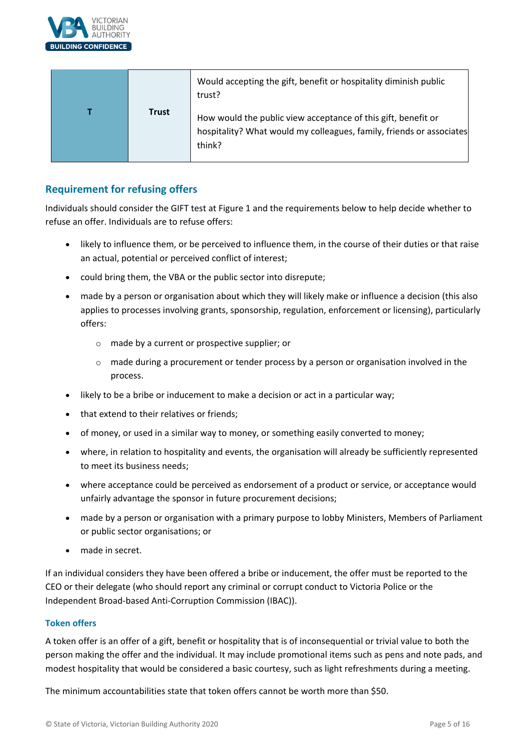| T | Trust | Would accepting the gift, benefit or hospitality diminish public trust?<br><br>How would the public view acceptance of this gift, benefit or hospitality? What would my colleagues, family, friends or associates think? |
|---|---|---|

## Requirement for refusing offers

Individuals should consider the GIFT test at Figure 1 and the requirements below to help decide whether to refuse an offer. Individuals are to refuse offers:

- likely to influence them, or be perceived to influence them, in the course of their duties or that raise an actual, potential or perceived conflict of interest;
- could bring them, the VBA or the public sector into disrepute;
- made by a person or organisation about which they will likely make or influence a decision (this also applies to processes involving grants, sponsorship, regulation, enforcement or licensing), particularly offers:
  - made by a current or prospective supplier; or
  - made during a procurement or tender process by a person or organisation involved in the process.
- likely to be a bribe or inducement to make a decision or act in a particular way;
- that extend to their relatives or friends;
- of money, or used in a similar way to money, or something easily converted to money;
- where, in relation to hospitality and events, the organisation will already be sufficiently represented to meet its business needs;
- where acceptance could be perceived as endorsement of a product or service, or acceptance would unfairly advantage the sponsor in future procurement decisions;
- made by a person or organisation with a primary purpose to lobby Ministers, Members of Parliament or public sector organisations; or
- made in secret.

If an individual considers they have been offered a bribe or inducement, the offer must be reported to the CEO or their delegate (who should report any criminal or corrupt conduct to Victoria Police or the Independent Broad-based Anti-Corruption Commission (IBAC)).

### Token offers

A token offer is an offer of a gift, benefit or hospitality that is of inconsequential or trivial value to both the person making the offer and the individual. It may include promotional items such as pens and note pads, and modest hospitality that would be considered a basic courtesy, such as light refreshments during a meeting.

The minimum accountabilities state that token offers cannot be worth more than $50.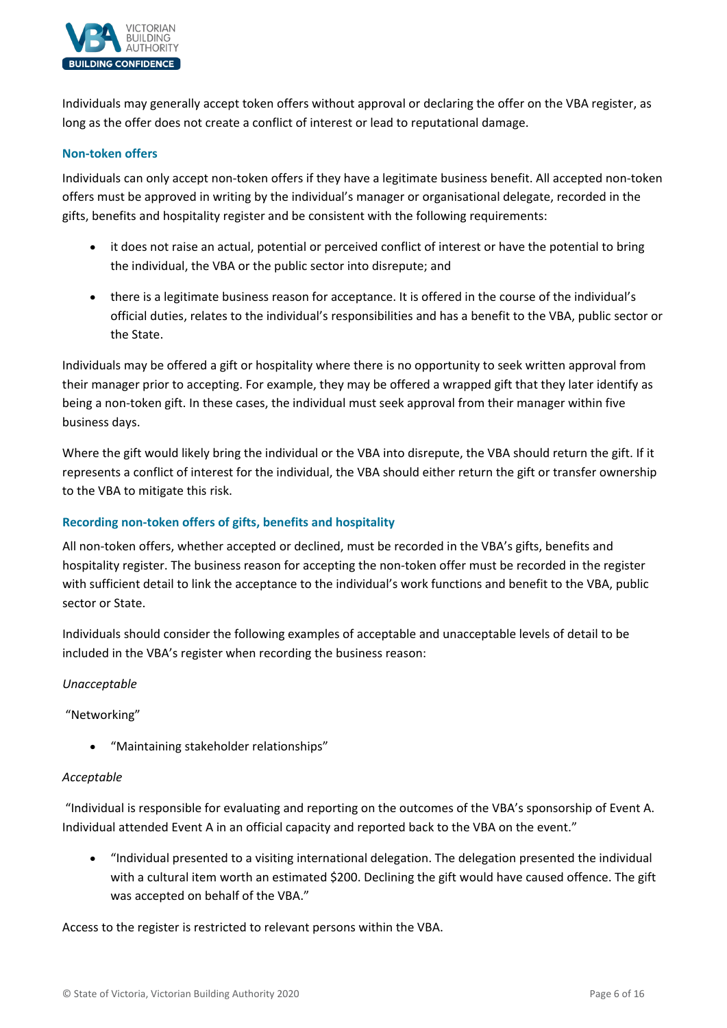Individuals may generally accept token offers without approval or declaring the offer on the VBA register, as long as the offer does not create a conflict of interest or lead to reputational damage.

### Non-token offers

Individuals can only accept non-token offers if they have a legitimate business benefit. All accepted non-token offers must be approved in writing by the individual's manager or organisational delegate, recorded in the gifts, benefits and hospitality register and be consistent with the following requirements:

- it does not raise an actual, potential or perceived conflict of interest or have the potential to bring the individual, the VBA or the public sector into disrepute; and
- there is a legitimate business reason for acceptance. It is offered in the course of the individual's official duties, relates to the individual's responsibilities and has a benefit to the VBA, public sector or the State.

Individuals may be offered a gift or hospitality where there is no opportunity to seek written approval from their manager prior to accepting. For example, they may be offered a wrapped gift that they later identify as being a non-token gift. In these cases, the individual must seek approval from their manager within five business days.

Where the gift would likely bring the individual or the VBA into disrepute, the VBA should return the gift. If it represents a conflict of interest for the individual, the VBA should either return the gift or transfer ownership to the VBA to mitigate this risk.

### Recording non-token offers of gifts, benefits and hospitality

All non-token offers, whether accepted or declined, must be recorded in the VBA's gifts, benefits and hospitality register. The business reason for accepting the non-token offer must be recorded in the register with sufficient detail to link the acceptance to the individual's work functions and benefit to the VBA, public sector or State.

Individuals should consider the following examples of acceptable and unacceptable levels of detail to be included in the VBA's register when recording the business reason:

*Unacceptable*

"Networking"

- "Maintaining stakeholder relationships"

*Acceptable*

"Individual is responsible for evaluating and reporting on the outcomes of the VBA's sponsorship of Event A. Individual attended Event A in an official capacity and reported back to the VBA on the event."

- "Individual presented to a visiting international delegation. The delegation presented the individual with a cultural item worth an estimated $200. Declining the gift would have caused offence. The gift was accepted on behalf of the VBA."

Access to the register is restricted to relevant persons within the VBA.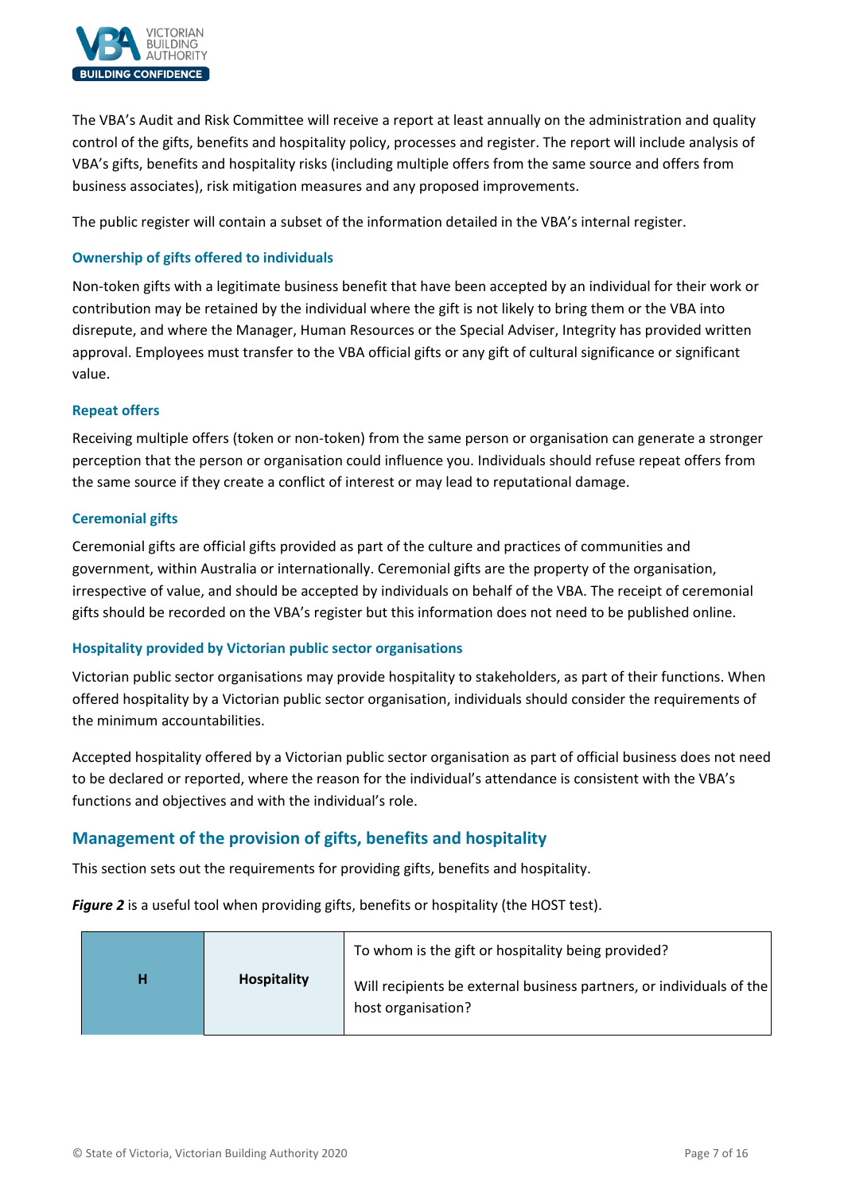The VBA's Audit and Risk Committee will receive a report at least annually on the administration and quality control of the gifts, benefits and hospitality policy, processes and register. The report will include analysis of VBA's gifts, benefits and hospitality risks (including multiple offers from the same source and offers from business associates), risk mitigation measures and any proposed improvements.

The public register will contain a subset of the information detailed in the VBA's internal register.

### Ownership of gifts offered to individuals

Non-token gifts with a legitimate business benefit that have been accepted by an individual for their work or contribution may be retained by the individual where the gift is not likely to bring them or the VBA into disrepute, and where the Manager, Human Resources or the Special Adviser, Integrity has provided written approval. Employees must transfer to the VBA official gifts or any gift of cultural significance or significant value.

### Repeat offers

Receiving multiple offers (token or non-token) from the same person or organisation can generate a stronger perception that the person or organisation could influence you. Individuals should refuse repeat offers from the same source if they create a conflict of interest or may lead to reputational damage.

### Ceremonial gifts

Ceremonial gifts are official gifts provided as part of the culture and practices of communities and government, within Australia or internationally. Ceremonial gifts are the property of the organisation, irrespective of value, and should be accepted by individuals on behalf of the VBA. The receipt of ceremonial gifts should be recorded on the VBA's register but this information does not need to be published online.

### Hospitality provided by Victorian public sector organisations

Victorian public sector organisations may provide hospitality to stakeholders, as part of their functions. When offered hospitality by a Victorian public sector organisation, individuals should consider the requirements of the minimum accountabilities.

Accepted hospitality offered by a Victorian public sector organisation as part of official business does not need to be declared or reported, where the reason for the individual's attendance is consistent with the VBA's functions and objectives and with the individual's role.

## Management of the provision of gifts, benefits and hospitality

This section sets out the requirements for providing gifts, benefits and hospitality.

***Figure 2*** is a useful tool when providing gifts, benefits or hospitality (the HOST test).

| | | |
|---|---|---|
| **H** | **Hospitality** | To whom is the gift or hospitality being provided?<br><br>Will recipients be external business partners, or individuals of the host organisation? |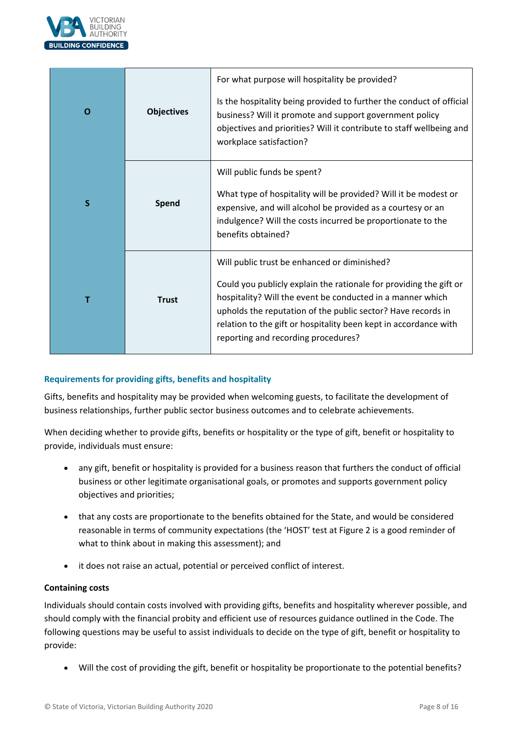| | | |
|---|---|---|
| **O** | **Objectives** | For what purpose will hospitality be provided?<br><br>Is the hospitality being provided to further the conduct of official business? Will it promote and support government policy objectives and priorities? Will it contribute to staff wellbeing and workplace satisfaction? |
| **S** | **Spend** | Will public funds be spent?<br><br>What type of hospitality will be provided? Will it be modest or expensive, and will alcohol be provided as a courtesy or an indulgence? Will the costs incurred be proportionate to the benefits obtained? |
| **T** | **Trust** | Will public trust be enhanced or diminished?<br><br>Could you publicly explain the rationale for providing the gift or hospitality? Will the event be conducted in a manner which upholds the reputation of the public sector? Have records in relation to the gift or hospitality been kept in accordance with reporting and recording procedures? |

### Requirements for providing gifts, benefits and hospitality

Gifts, benefits and hospitality may be provided when welcoming guests, to facilitate the development of business relationships, further public sector business outcomes and to celebrate achievements.

When deciding whether to provide gifts, benefits or hospitality or the type of gift, benefit or hospitality to provide, individuals must ensure:

- any gift, benefit or hospitality is provided for a business reason that furthers the conduct of official business or other legitimate organisational goals, or promotes and supports government policy objectives and priorities;
- that any costs are proportionate to the benefits obtained for the State, and would be considered reasonable in terms of community expectations (the 'HOST' test at Figure 2 is a good reminder of what to think about in making this assessment); and
- it does not raise an actual, potential or perceived conflict of interest.

**Containing costs**

Individuals should contain costs involved with providing gifts, benefits and hospitality wherever possible, and should comply with the financial probity and efficient use of resources guidance outlined in the Code. The following questions may be useful to assist individuals to decide on the type of gift, benefit or hospitality to provide:

- Will the cost of providing the gift, benefit or hospitality be proportionate to the potential benefits?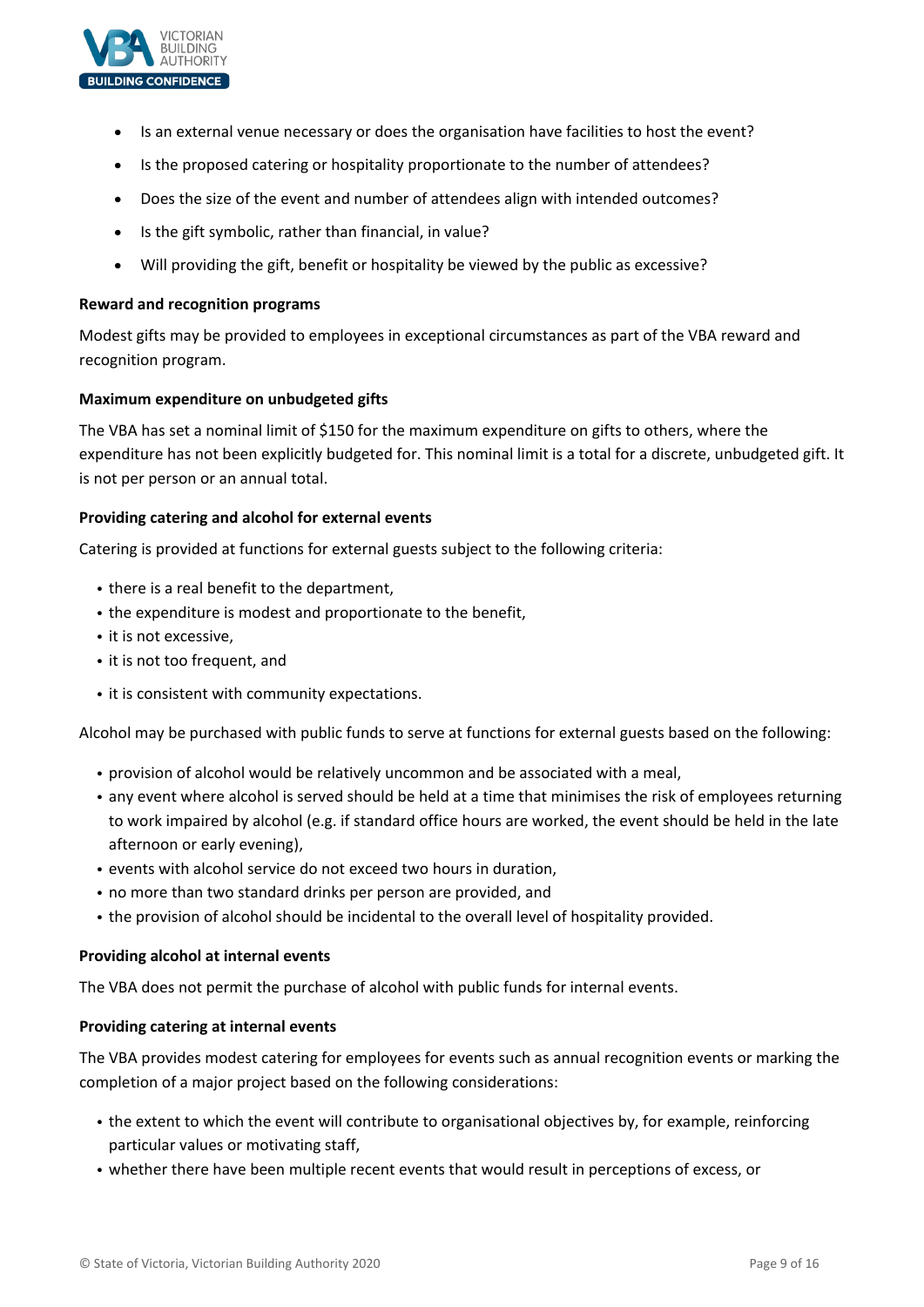- Is an external venue necessary or does the organisation have facilities to host the event?
- Is the proposed catering or hospitality proportionate to the number of attendees?
- Does the size of the event and number of attendees align with intended outcomes?
- Is the gift symbolic, rather than financial, in value?
- Will providing the gift, benefit or hospitality be viewed by the public as excessive?

**Reward and recognition programs**

Modest gifts may be provided to employees in exceptional circumstances as part of the VBA reward and recognition program.

**Maximum expenditure on unbudgeted gifts**

The VBA has set a nominal limit of $150 for the maximum expenditure on gifts to others, where the expenditure has not been explicitly budgeted for. This nominal limit is a total for a discrete, unbudgeted gift. It is not per person or an annual total.

**Providing catering and alcohol for external events**

Catering is provided at functions for external guests subject to the following criteria:

- there is a real benefit to the department,
- the expenditure is modest and proportionate to the benefit,
- it is not excessive,
- it is not too frequent, and
- it is consistent with community expectations.

Alcohol may be purchased with public funds to serve at functions for external guests based on the following:

- provision of alcohol would be relatively uncommon and be associated with a meal,
- any event where alcohol is served should be held at a time that minimises the risk of employees returning to work impaired by alcohol (e.g. if standard office hours are worked, the event should be held in the late afternoon or early evening),
- events with alcohol service do not exceed two hours in duration,
- no more than two standard drinks per person are provided, and
- the provision of alcohol should be incidental to the overall level of hospitality provided.

**Providing alcohol at internal events**

The VBA does not permit the purchase of alcohol with public funds for internal events.

**Providing catering at internal events**

The VBA provides modest catering for employees for events such as annual recognition events or marking the completion of a major project based on the following considerations:

- the extent to which the event will contribute to organisational objectives by, for example, reinforcing particular values or motivating staff,
- whether there have been multiple recent events that would result in perceptions of excess, or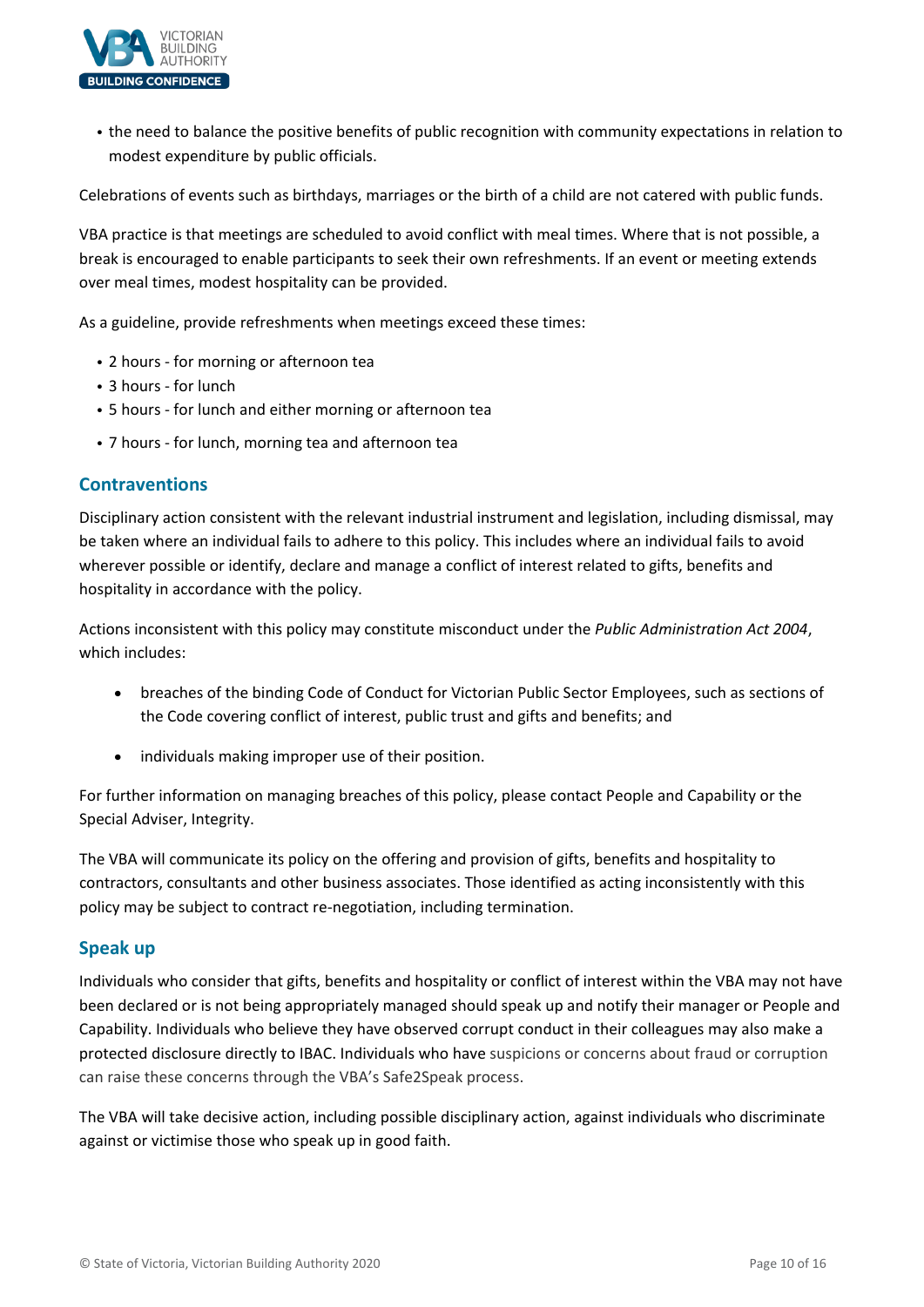- the need to balance the positive benefits of public recognition with community expectations in relation to modest expenditure by public officials.

Celebrations of events such as birthdays, marriages or the birth of a child are not catered with public funds.

VBA practice is that meetings are scheduled to avoid conflict with meal times. Where that is not possible, a break is encouraged to enable participants to seek their own refreshments. If an event or meeting extends over meal times, modest hospitality can be provided.

As a guideline, provide refreshments when meetings exceed these times:

- 2 hours - for morning or afternoon tea
- 3 hours - for lunch
- 5 hours - for lunch and either morning or afternoon tea
- 7 hours - for lunch, morning tea and afternoon tea

## Contraventions

Disciplinary action consistent with the relevant industrial instrument and legislation, including dismissal, may be taken where an individual fails to adhere to this policy. This includes where an individual fails to avoid wherever possible or identify, declare and manage a conflict of interest related to gifts, benefits and hospitality in accordance with the policy.

Actions inconsistent with this policy may constitute misconduct under the *Public Administration Act 2004*, which includes:

- breaches of the binding Code of Conduct for Victorian Public Sector Employees, such as sections of the Code covering conflict of interest, public trust and gifts and benefits; and
- individuals making improper use of their position.

For further information on managing breaches of this policy, please contact People and Capability or the Special Adviser, Integrity.

The VBA will communicate its policy on the offering and provision of gifts, benefits and hospitality to contractors, consultants and other business associates. Those identified as acting inconsistently with this policy may be subject to contract re-negotiation, including termination.

## Speak up

Individuals who consider that gifts, benefits and hospitality or conflict of interest within the VBA may not have been declared or is not being appropriately managed should speak up and notify their manager or People and Capability. Individuals who believe they have observed corrupt conduct in their colleagues may also make a protected disclosure directly to IBAC. Individuals who have suspicions or concerns about fraud or corruption can raise these concerns through the VBA's Safe2Speak process.

The VBA will take decisive action, including possible disciplinary action, against individuals who discriminate against or victimise those who speak up in good faith.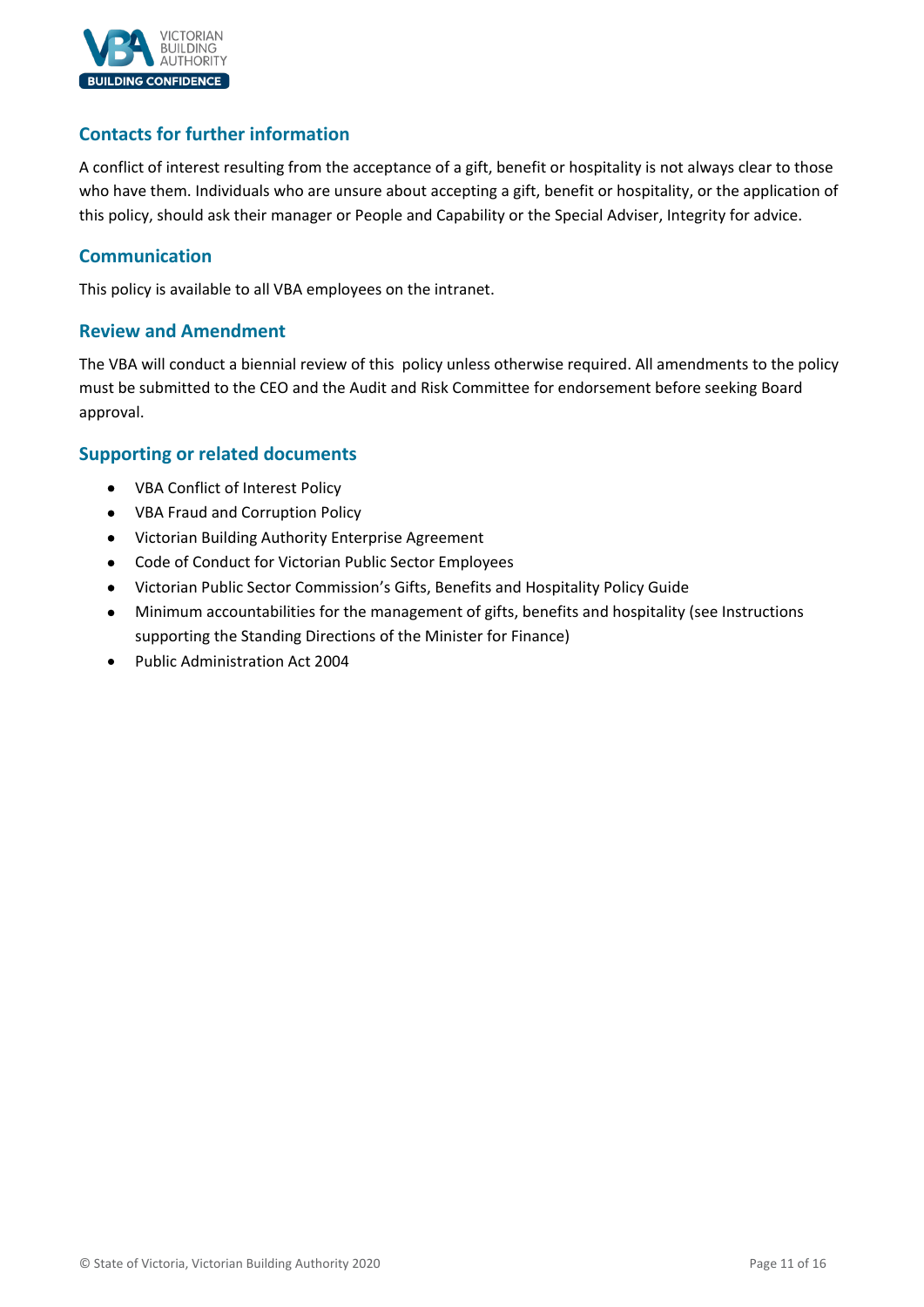## Contacts for further information

A conflict of interest resulting from the acceptance of a gift, benefit or hospitality is not always clear to those who have them. Individuals who are unsure about accepting a gift, benefit or hospitality, or the application of this policy, should ask their manager or People and Capability or the Special Adviser, Integrity for advice.

## Communication

This policy is available to all VBA employees on the intranet.

## Review and Amendment

The VBA will conduct a biennial review of this policy unless otherwise required. All amendments to the policy must be submitted to the CEO and the Audit and Risk Committee for endorsement before seeking Board approval.

## Supporting or related documents

- VBA Conflict of Interest Policy
- VBA Fraud and Corruption Policy
- Victorian Building Authority Enterprise Agreement
- Code of Conduct for Victorian Public Sector Employees
- Victorian Public Sector Commission's Gifts, Benefits and Hospitality Policy Guide
- Minimum accountabilities for the management of gifts, benefits and hospitality (see Instructions supporting the Standing Directions of the Minister for Finance)
- Public Administration Act 2004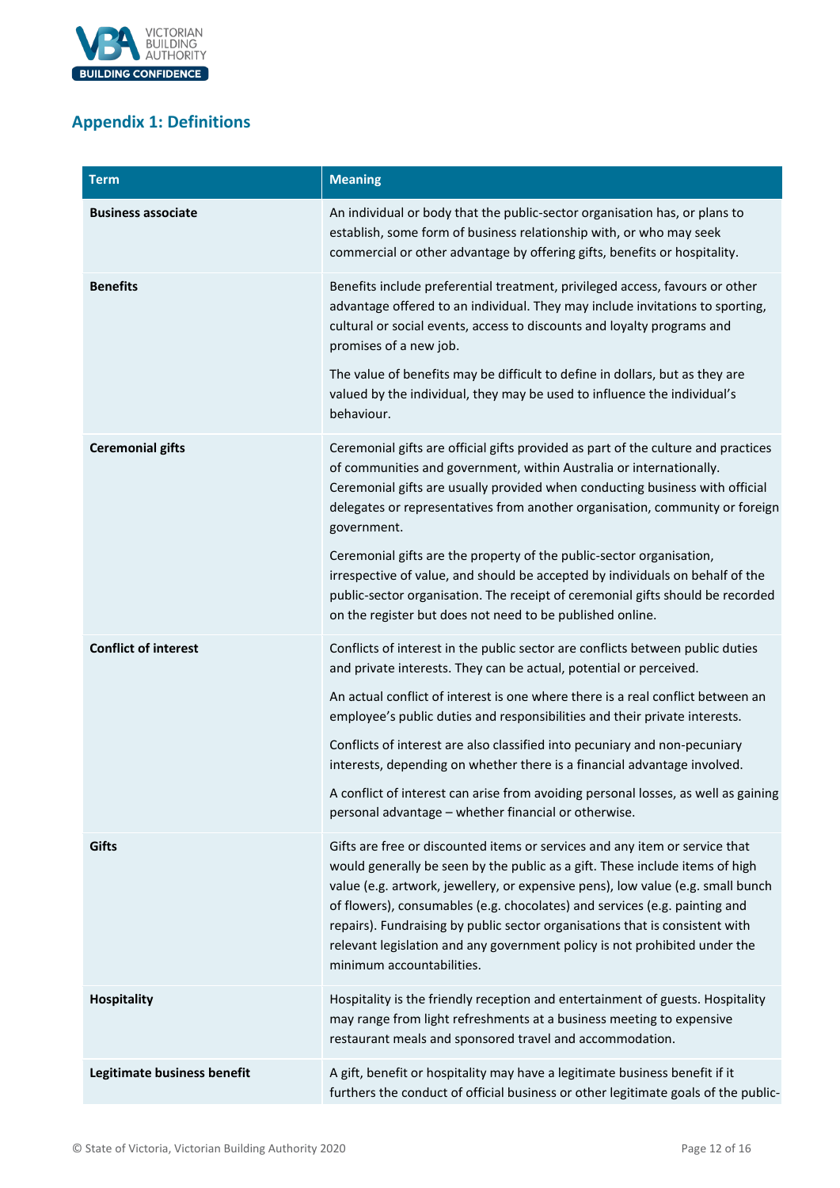## Appendix 1: Definitions

| Term | Meaning |
|---|---|
| **Business associate** | An individual or body that the public-sector organisation has, or plans to establish, some form of business relationship with, or who may seek commercial or other advantage by offering gifts, benefits or hospitality. |
| **Benefits** | Benefits include preferential treatment, privileged access, favours or other advantage offered to an individual. They may include invitations to sporting, cultural or social events, access to discounts and loyalty programs and promises of a new job.<br><br>The value of benefits may be difficult to define in dollars, but as they are valued by the individual, they may be used to influence the individual's behaviour. |
| **Ceremonial gifts** | Ceremonial gifts are official gifts provided as part of the culture and practices of communities and government, within Australia or internationally. Ceremonial gifts are usually provided when conducting business with official delegates or representatives from another organisation, community or foreign government.<br><br>Ceremonial gifts are the property of the public-sector organisation, irrespective of value, and should be accepted by individuals on behalf of the public-sector organisation. The receipt of ceremonial gifts should be recorded on the register but does not need to be published online. |
| **Conflict of interest** | Conflicts of interest in the public sector are conflicts between public duties and private interests. They can be actual, potential or perceived.<br><br>An actual conflict of interest is one where there is a real conflict between an employee's public duties and responsibilities and their private interests.<br><br>Conflicts of interest are also classified into pecuniary and non-pecuniary interests, depending on whether there is a financial advantage involved.<br><br>A conflict of interest can arise from avoiding personal losses, as well as gaining personal advantage – whether financial or otherwise. |
| **Gifts** | Gifts are free or discounted items or services and any item or service that would generally be seen by the public as a gift. These include items of high value (e.g. artwork, jewellery, or expensive pens), low value (e.g. small bunch of flowers), consumables (e.g. chocolates) and services (e.g. painting and repairs). Fundraising by public sector organisations that is consistent with relevant legislation and any government policy is not prohibited under the minimum accountabilities. |
| **Hospitality** | Hospitality is the friendly reception and entertainment of guests. Hospitality may range from light refreshments at a business meeting to expensive restaurant meals and sponsored travel and accommodation. |
| **Legitimate business benefit** | A gift, benefit or hospitality may have a legitimate business benefit if it furthers the conduct of official business or other legitimate goals of the public- |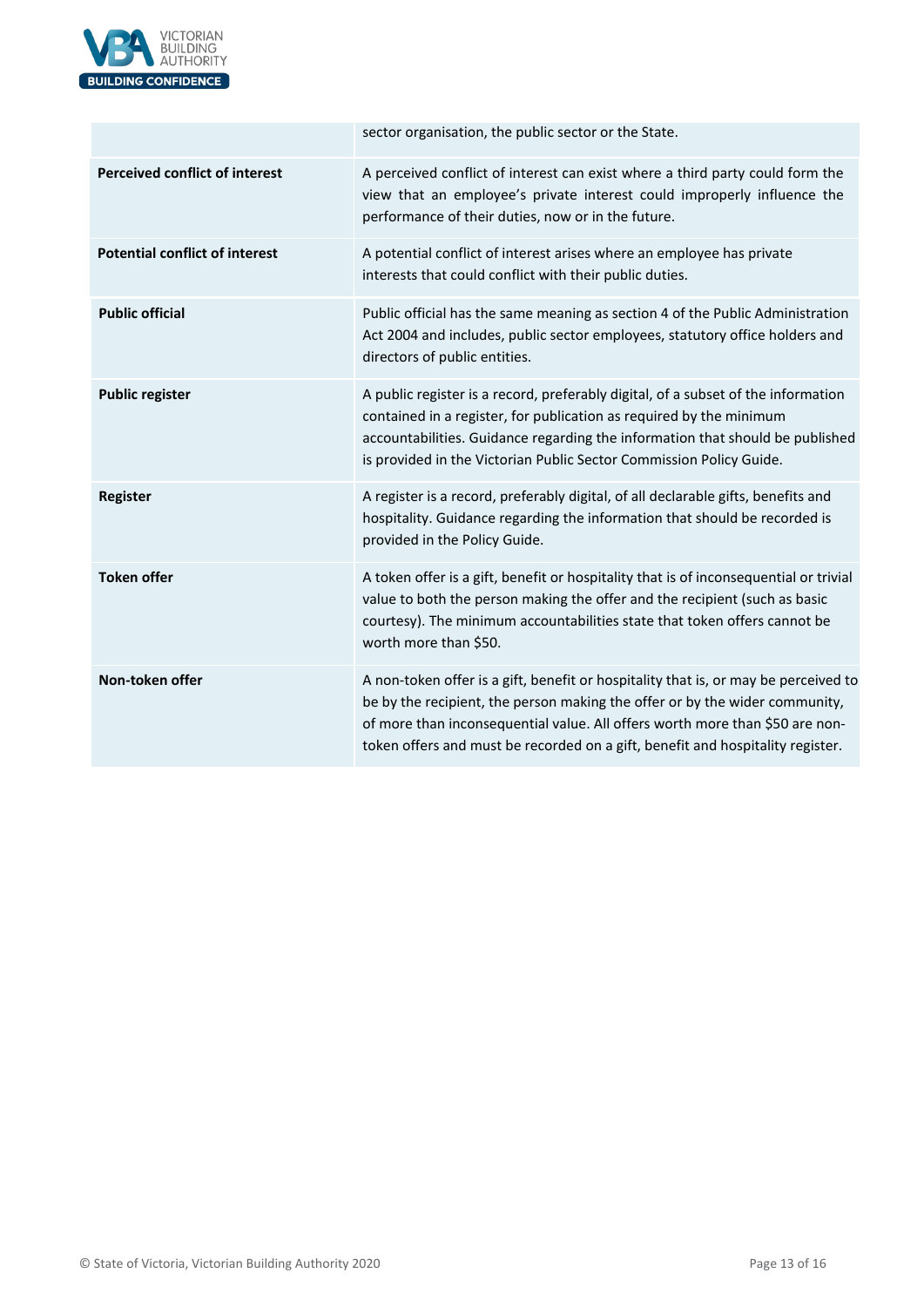| | |
|---|---|
| | sector organisation, the public sector or the State. |
| **Perceived conflict of interest** | A perceived conflict of interest can exist where a third party could form the view that an employee's private interest could improperly influence the performance of their duties, now or in the future. |
| **Potential conflict of interest** | A potential conflict of interest arises where an employee has private interests that could conflict with their public duties. |
| **Public official** | Public official has the same meaning as section 4 of the Public Administration Act 2004 and includes, public sector employees, statutory office holders and directors of public entities. |
| **Public register** | A public register is a record, preferably digital, of a subset of the information contained in a register, for publication as required by the minimum accountabilities. Guidance regarding the information that should be published is provided in the Victorian Public Sector Commission Policy Guide. |
| **Register** | A register is a record, preferably digital, of all declarable gifts, benefits and hospitality. Guidance regarding the information that should be recorded is provided in the Policy Guide. |
| **Token offer** | A token offer is a gift, benefit or hospitality that is of inconsequential or trivial value to both the person making the offer and the recipient (such as basic courtesy). The minimum accountabilities state that token offers cannot be worth more than $50. |
| **Non-token offer** | A non-token offer is a gift, benefit or hospitality that is, or may be perceived to be by the recipient, the person making the offer or by the wider community, of more than inconsequential value. All offers worth more than $50 are non-token offers and must be recorded on a gift, benefit and hospitality register. |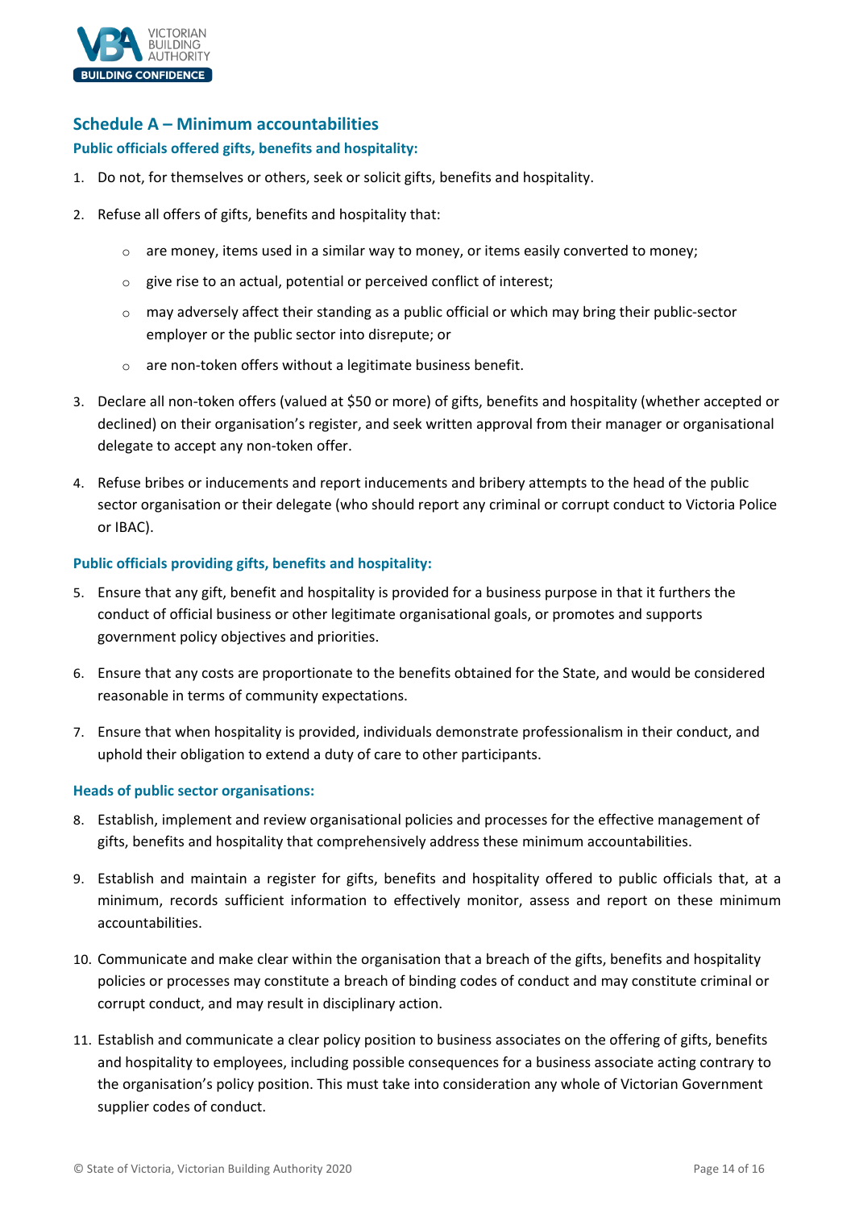## Schedule A – Minimum accountabilities

### Public officials offered gifts, benefits and hospitality:

1. Do not, for themselves or others, seek or solicit gifts, benefits and hospitality.
2. Refuse all offers of gifts, benefits and hospitality that:
   - are money, items used in a similar way to money, or items easily converted to money;
   - give rise to an actual, potential or perceived conflict of interest;
   - may adversely affect their standing as a public official or which may bring their public-sector employer or the public sector into disrepute; or
   - are non-token offers without a legitimate business benefit.
3. Declare all non-token offers (valued at $50 or more) of gifts, benefits and hospitality (whether accepted or declined) on their organisation's register, and seek written approval from their manager or organisational delegate to accept any non-token offer.
4. Refuse bribes or inducements and report inducements and bribery attempts to the head of the public sector organisation or their delegate (who should report any criminal or corrupt conduct to Victoria Police or IBAC).

### Public officials providing gifts, benefits and hospitality:

5. Ensure that any gift, benefit and hospitality is provided for a business purpose in that it furthers the conduct of official business or other legitimate organisational goals, or promotes and supports government policy objectives and priorities.
6. Ensure that any costs are proportionate to the benefits obtained for the State, and would be considered reasonable in terms of community expectations.
7. Ensure that when hospitality is provided, individuals demonstrate professionalism in their conduct, and uphold their obligation to extend a duty of care to other participants.

### Heads of public sector organisations:

8. Establish, implement and review organisational policies and processes for the effective management of gifts, benefits and hospitality that comprehensively address these minimum accountabilities.
9. Establish and maintain a register for gifts, benefits and hospitality offered to public officials that, at a minimum, records sufficient information to effectively monitor, assess and report on these minimum accountabilities.
10. Communicate and make clear within the organisation that a breach of the gifts, benefits and hospitality policies or processes may constitute a breach of binding codes of conduct and may constitute criminal or corrupt conduct, and may result in disciplinary action.
11. Establish and communicate a clear policy position to business associates on the offering of gifts, benefits and hospitality to employees, including possible consequences for a business associate acting contrary to the organisation's policy position. This must take into consideration any whole of Victorian Government supplier codes of conduct.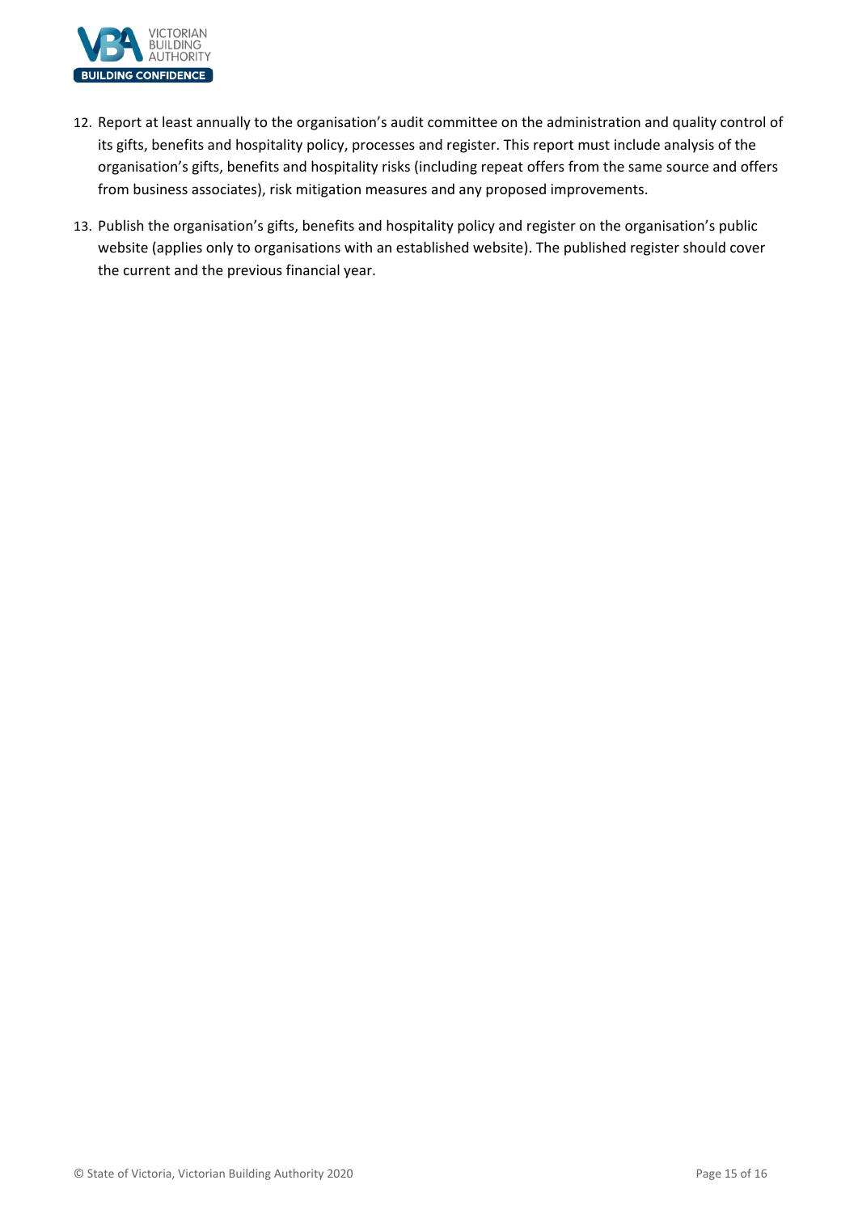12. Report at least annually to the organisation's audit committee on the administration and quality control of its gifts, benefits and hospitality policy, processes and register. This report must include analysis of the organisation's gifts, benefits and hospitality risks (including repeat offers from the same source and offers from business associates), risk mitigation measures and any proposed improvements.
13. Publish the organisation's gifts, benefits and hospitality policy and register on the organisation's public website (applies only to organisations with an established website). The published register should cover the current and the previous financial year.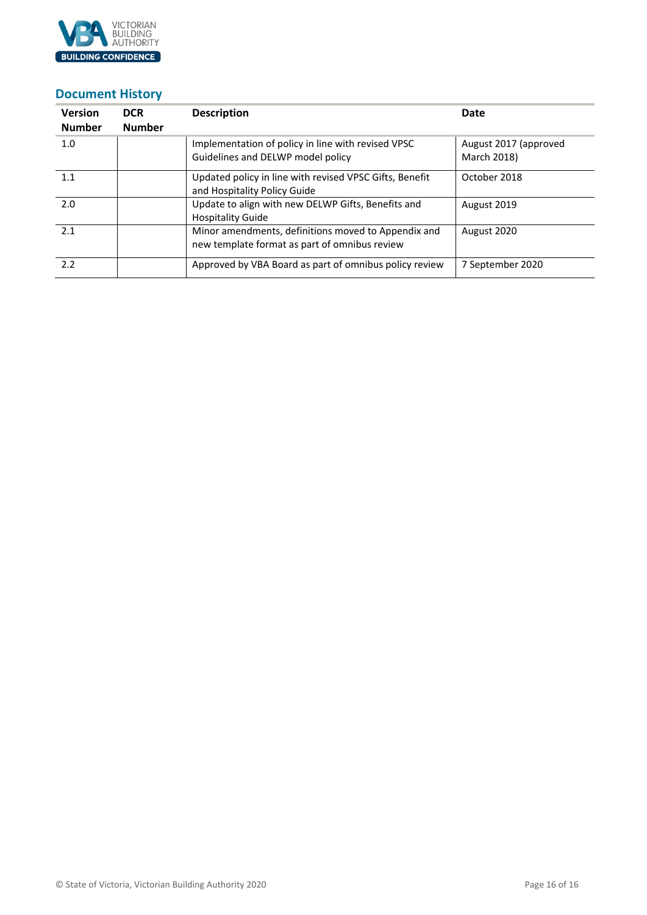## Document History

| Version Number | DCR Number | Description | Date |
|---|---|---|---|
| 1.0 | | Implementation of policy in line with revised VPSC Guidelines and DELWP model policy | August 2017 (approved March 2018) |
| 1.1 | | Updated policy in line with revised VPSC Gifts, Benefit and Hospitality Policy Guide | October 2018 |
| 2.0 | | Update to align with new DELWP Gifts, Benefits and Hospitality Guide | August 2019 |
| 2.1 | | Minor amendments, definitions moved to Appendix and new template format as part of omnibus review | August 2020 |
| 2.2 | | Approved by VBA Board as part of omnibus policy review | 7 September 2020 |